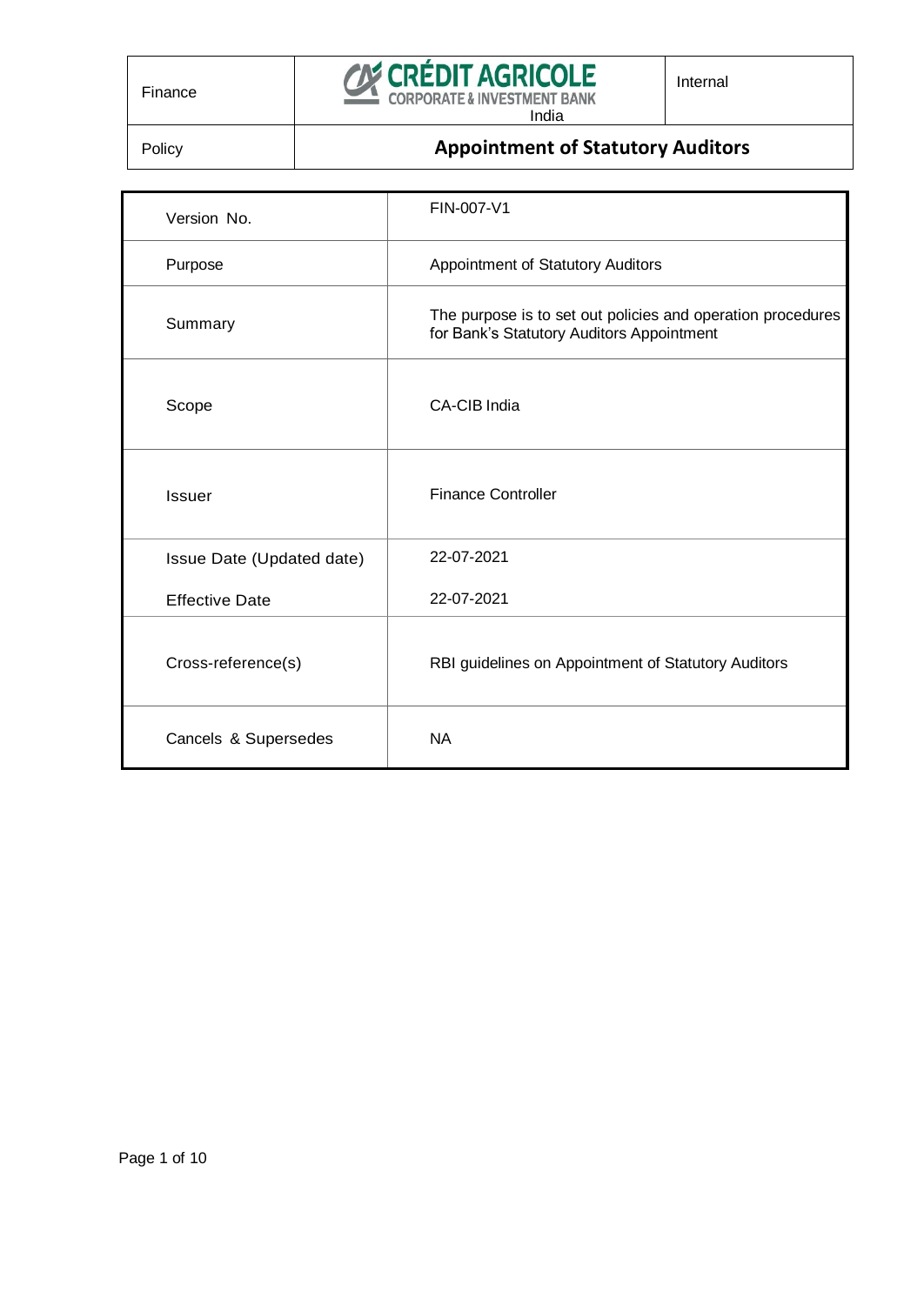| Finance | CRÉDIT AGRICOLE CORPORATE & INVESTMENT BANK India | Internal |
|---|---|---|
| Policy | **Appointment of Statutory Auditors** | |

| Version No. | FIN-007-V1 |
|---|---|
| Purpose | Appointment of Statutory Auditors |
| Summary | The purpose is to set out policies and operation procedures for Bank's Statutory Auditors Appointment |
| Scope | CA-CIB India |
| Issuer | Finance Controller |
| Issue Date (Updated date) | 22-07-2021 |
| Effective Date | 22-07-2021 |
| Cross-reference(s) | RBI guidelines on Appointment of Statutory Auditors |
| Cancels & Supersedes | NA |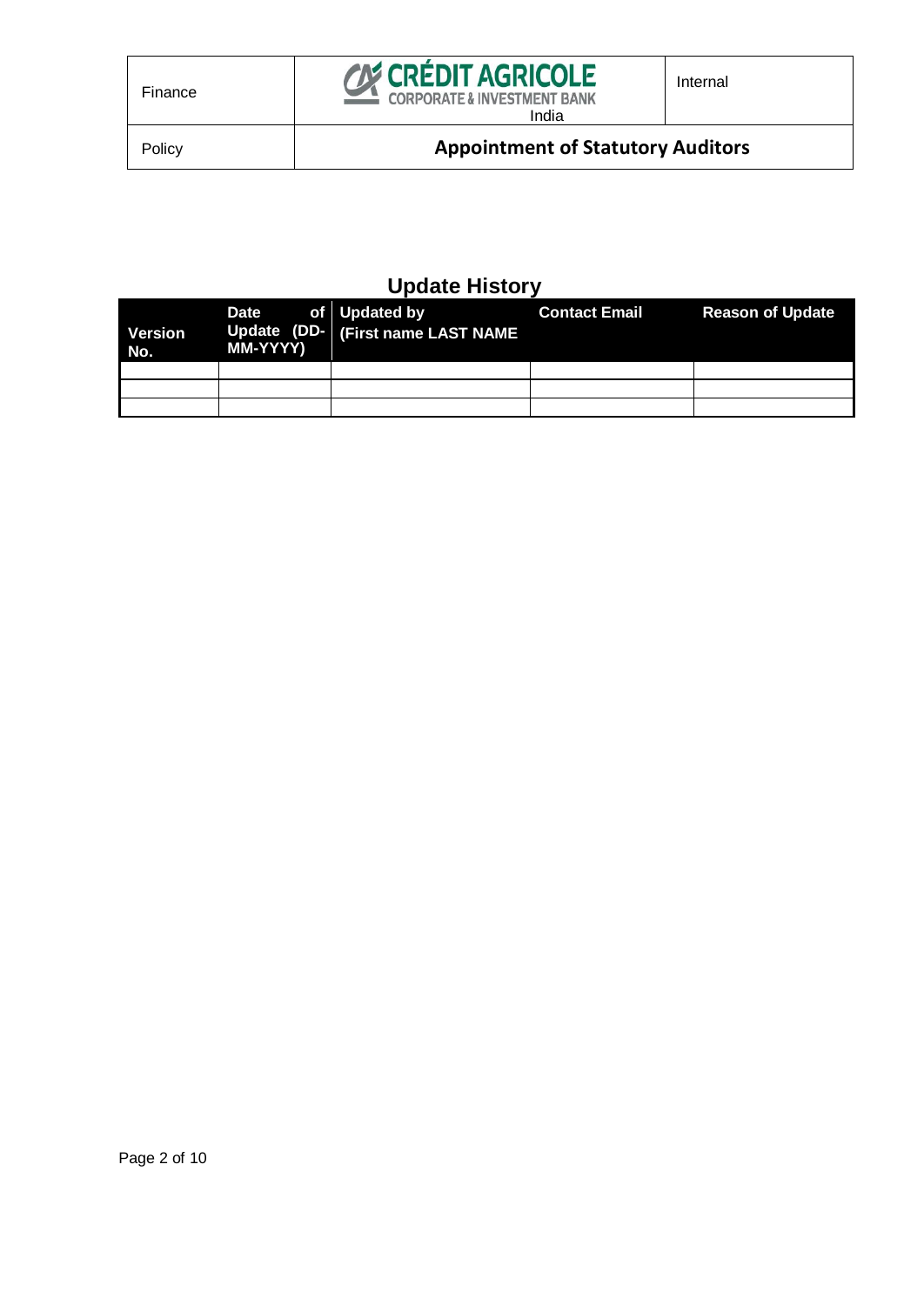## Update History

| Version No. | Date of Update (DD-MM-YYYY) | Updated by (First name LAST NAME | Contact Email | Reason of Update |
|---|---|---|---|---|
| | | | | |
| | | | | |
| | | | | |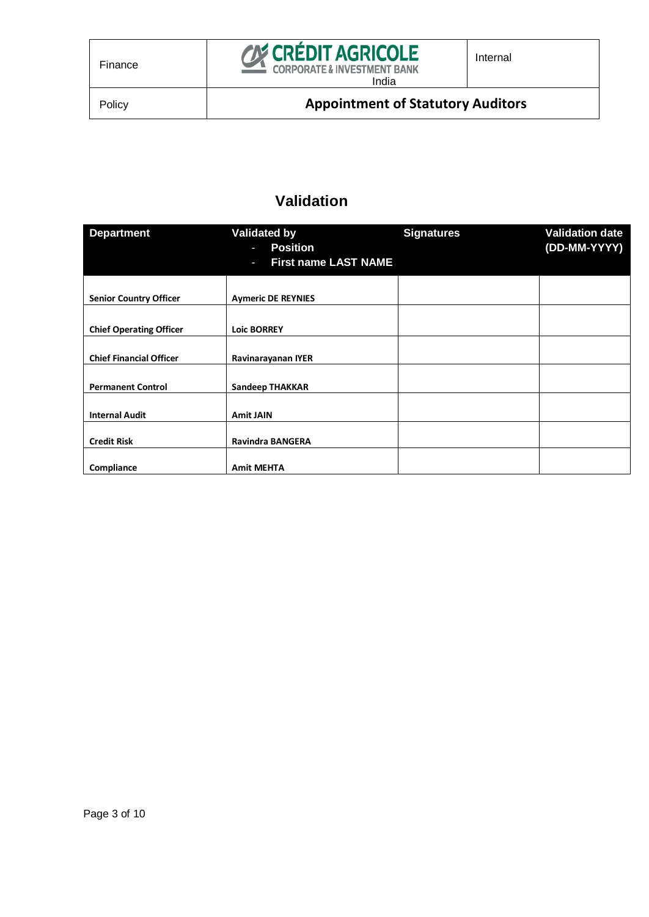# Validation

| Department | Validated by<br>- Position<br>- First name LAST NAME | Signatures | Validation date (DD-MM-YYYY) |
|---|---|---|---|
| **Senior Country Officer** | **Aymeric DE REYNIES** | | |
| **Chief Operating Officer** | **Loic BORREY** | | |
| **Chief Financial Officer** | **Ravinarayanan IYER** | | |
| **Permanent Control** | **Sandeep THAKKAR** | | |
| **Internal Audit** | **Amit JAIN** | | |
| **Credit Risk** | **Ravindra BANGERA** | | |
| **Compliance** | **Amit MEHTA** | | |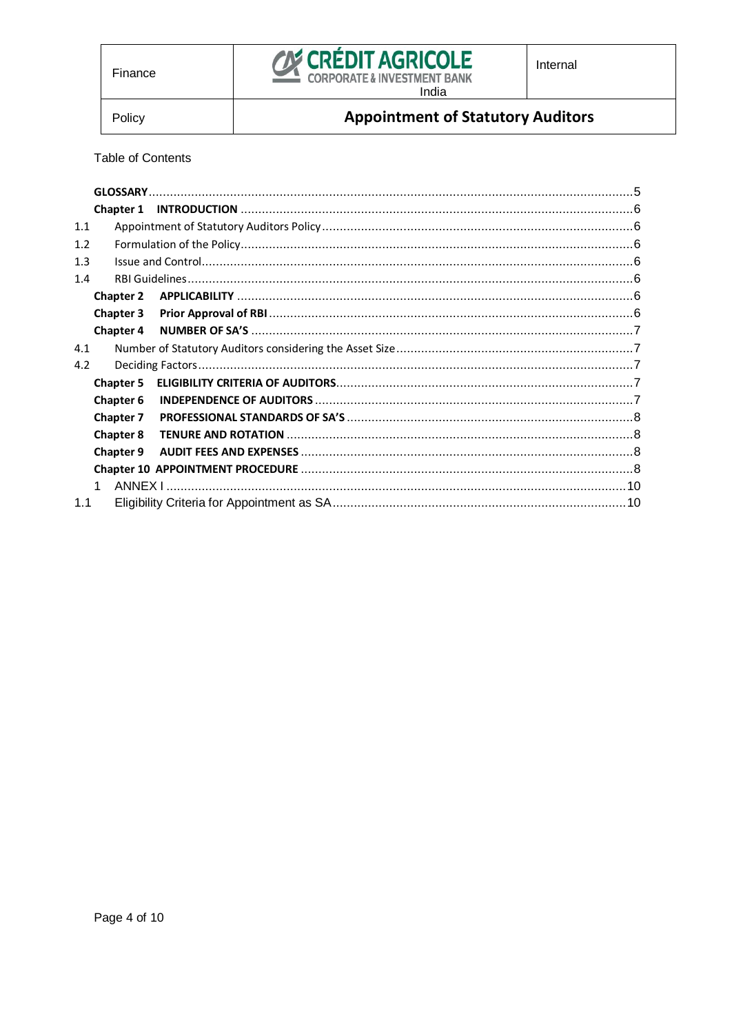Table of Contents

| | | |
|---|---|---|
| **GLOSSARY** | | 5 |
| **Chapter 1** | **INTRODUCTION** | 6 |
| 1.1 | Appointment of Statutory Auditors Policy | 6 |
| 1.2 | Formulation of the Policy | 6 |
| 1.3 | Issue and Control | 6 |
| 1.4 | RBI Guidelines | 6 |
| **Chapter 2** | **APPLICABILITY** | 6 |
| **Chapter 3** | **Prior Approval of RBI** | 6 |
| **Chapter 4** | **NUMBER OF SA'S** | 7 |
| 4.1 | Number of Statutory Auditors considering the Asset Size | 7 |
| 4.2 | Deciding Factors | 7 |
| **Chapter 5** | **ELIGIBILITY CRITERIA OF AUDITORS** | 7 |
| **Chapter 6** | **INDEPENDENCE OF AUDITORS** | 7 |
| **Chapter 7** | **PROFESSIONAL STANDARDS OF SA'S** | 8 |
| **Chapter 8** | **TENURE AND ROTATION** | 8 |
| **Chapter 9** | **AUDIT FEES AND EXPENSES** | 8 |
| **Chapter 10** | **APPOINTMENT PROCEDURE** | 8 |
| 1 | ANNEX I | 10 |
| 1.1 | Eligibility Criteria for Appointment as SA | 10 |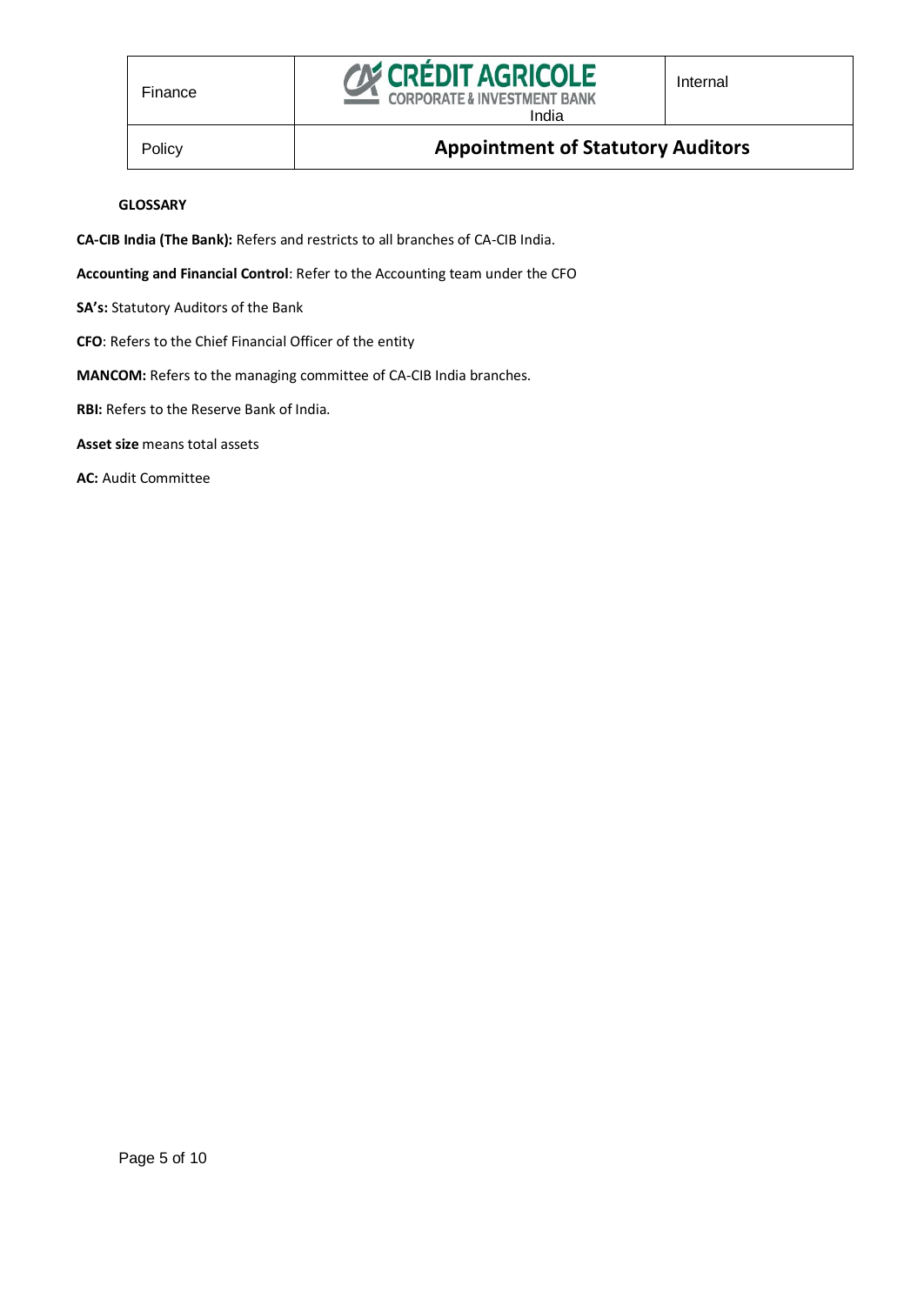**GLOSSARY**

**CA-CIB India (The Bank):** Refers and restricts to all branches of CA-CIB India.

**Accounting and Financial Control**: Refer to the Accounting team under the CFO

**SA's:** Statutory Auditors of the Bank

**CFO**: Refers to the Chief Financial Officer of the entity

**MANCOM:** Refers to the managing committee of CA-CIB India branches.

**RBI:** Refers to the Reserve Bank of India.

**Asset size** means total assets

**AC:** Audit Committee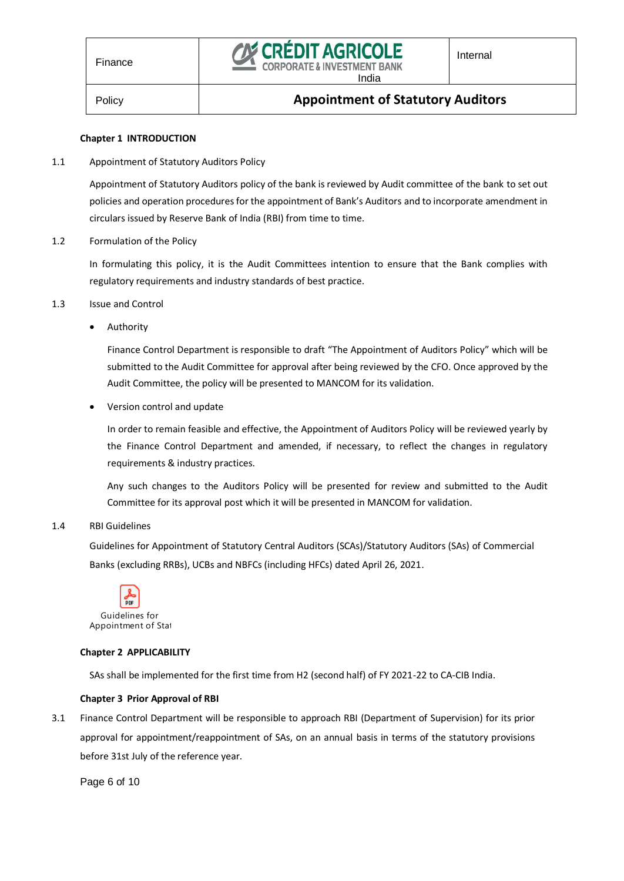## Chapter 1 INTRODUCTION

1.1 Appointment of Statutory Auditors Policy

Appointment of Statutory Auditors policy of the bank is reviewed by Audit committee of the bank to set out policies and operation procedures for the appointment of Bank's Auditors and to incorporate amendment in circulars issued by Reserve Bank of India (RBI) from time to time.

1.2 Formulation of the Policy

In formulating this policy, it is the Audit Committees intention to ensure that the Bank complies with regulatory requirements and industry standards of best practice.

1.3 Issue and Control

- Authority

  Finance Control Department is responsible to draft "The Appointment of Auditors Policy" which will be submitted to the Audit Committee for approval after being reviewed by the CFO. Once approved by the Audit Committee, the policy will be presented to MANCOM for its validation.

- Version control and update

  In order to remain feasible and effective, the Appointment of Auditors Policy will be reviewed yearly by the Finance Control Department and amended, if necessary, to reflect the changes in regulatory requirements & industry practices.

  Any such changes to the Auditors Policy will be presented for review and submitted to the Audit Committee for its approval post which it will be presented in MANCOM for validation.

1.4 RBI Guidelines

Guidelines for Appointment of Statutory Central Auditors (SCAs)/Statutory Auditors (SAs) of Commercial Banks (excluding RRBs), UCBs and NBFCs (including HFCs) dated April 26, 2021.

Guidelines for Appointment of Stat

## Chapter 2 APPLICABILITY

SAs shall be implemented for the first time from H2 (second half) of FY 2021-22 to CA-CIB India.

## Chapter 3 Prior Approval of RBI

3.1 Finance Control Department will be responsible to approach RBI (Department of Supervision) for its prior approval for appointment/reappointment of SAs, on an annual basis in terms of the statutory provisions before 31st July of the reference year.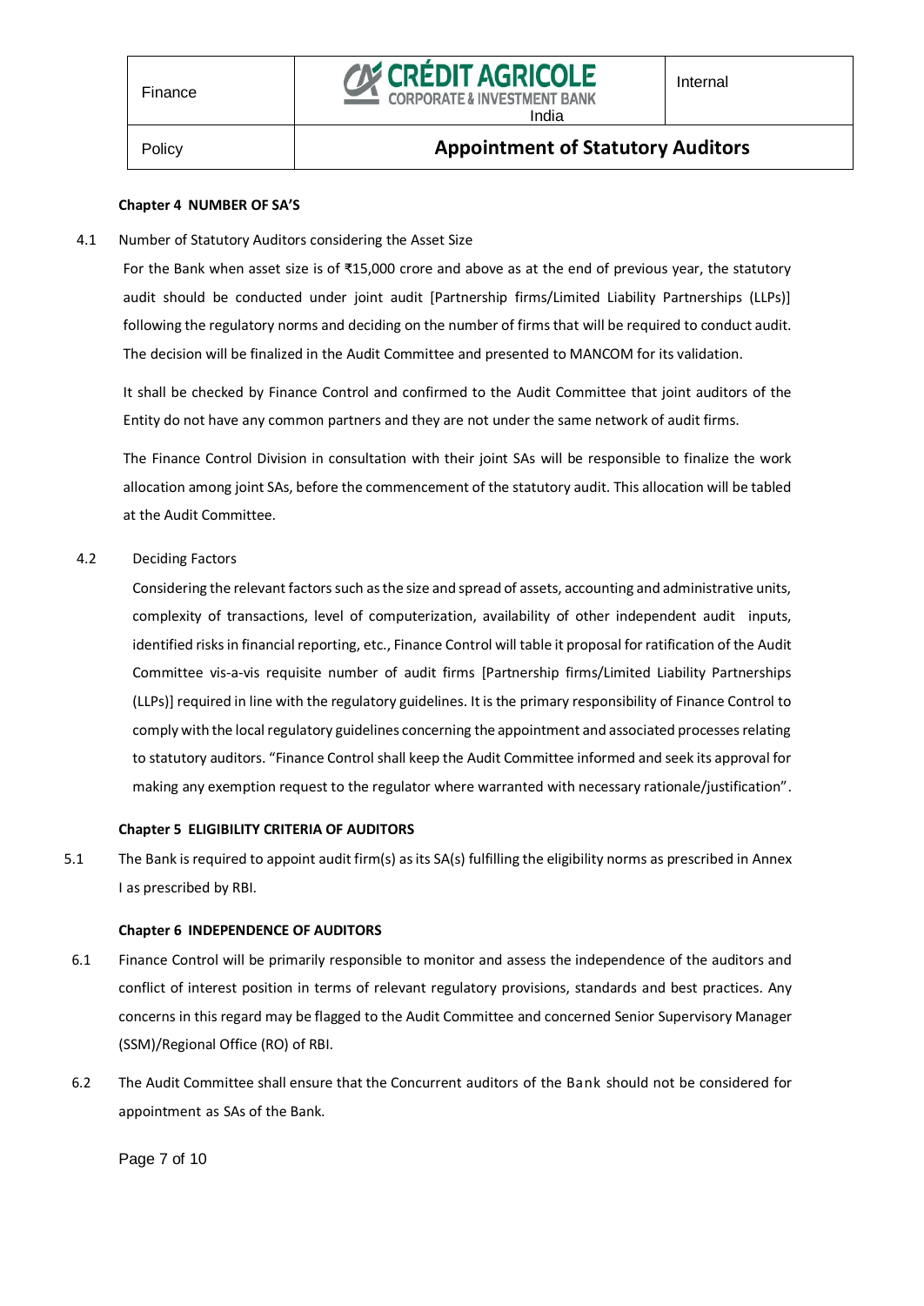## Chapter 4 NUMBER OF SA'S

4.1 Number of Statutory Auditors considering the Asset Size

For the Bank when asset size is of ₹15,000 crore and above as at the end of previous year, the statutory audit should be conducted under joint audit [Partnership firms/Limited Liability Partnerships (LLPs)] following the regulatory norms and deciding on the number of firms that will be required to conduct audit. The decision will be finalized in the Audit Committee and presented to MANCOM for its validation.

It shall be checked by Finance Control and confirmed to the Audit Committee that joint auditors of the Entity do not have any common partners and they are not under the same network of audit firms.

The Finance Control Division in consultation with their joint SAs will be responsible to finalize the work allocation among joint SAs, before the commencement of the statutory audit. This allocation will be tabled at the Audit Committee.

4.2 Deciding Factors

Considering the relevant factors such as the size and spread of assets, accounting and administrative units, complexity of transactions, level of computerization, availability of other independent audit inputs, identified risks in financial reporting, etc., Finance Control will table it proposal for ratification of the Audit Committee vis-a-vis requisite number of audit firms [Partnership firms/Limited Liability Partnerships (LLPs)] required in line with the regulatory guidelines. It is the primary responsibility of Finance Control to comply with the local regulatory guidelines concerning the appointment and associated processes relating to statutory auditors. "Finance Control shall keep the Audit Committee informed and seek its approval for making any exemption request to the regulator where warranted with necessary rationale/justification".

## Chapter 5 ELIGIBILITY CRITERIA OF AUDITORS

5.1 The Bank is required to appoint audit firm(s) as its SA(s) fulfilling the eligibility norms as prescribed in Annex I as prescribed by RBI.

## Chapter 6 INDEPENDENCE OF AUDITORS

6.1 Finance Control will be primarily responsible to monitor and assess the independence of the auditors and conflict of interest position in terms of relevant regulatory provisions, standards and best practices. Any concerns in this regard may be flagged to the Audit Committee and concerned Senior Supervisory Manager (SSM)/Regional Office (RO) of RBI.

6.2 The Audit Committee shall ensure that the Concurrent auditors of the Bank should not be considered for appointment as SAs of the Bank.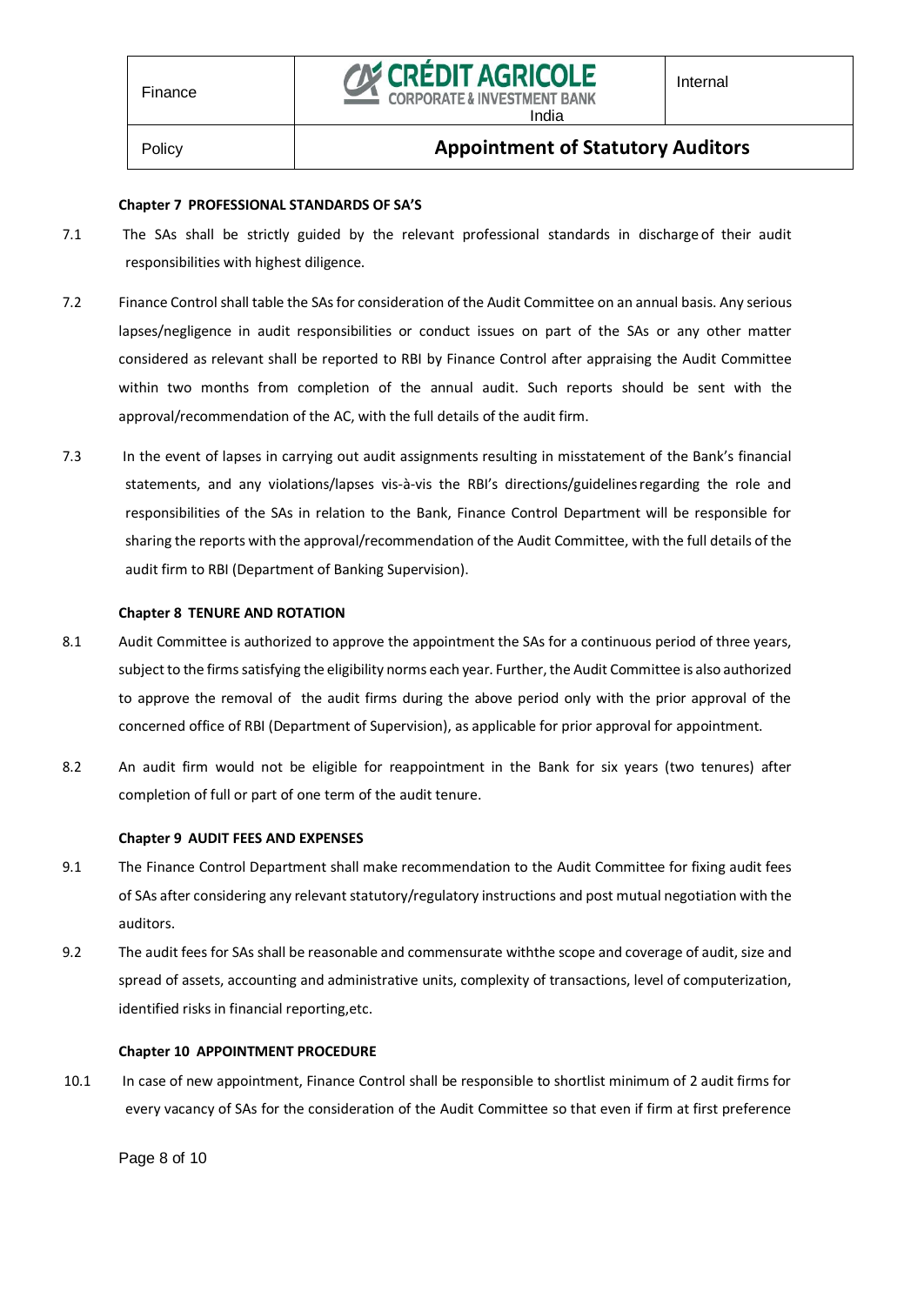### Chapter 7 PROFESSIONAL STANDARDS OF SA'S

7.1 The SAs shall be strictly guided by the relevant professional standards in discharge of their audit responsibilities with highest diligence.

7.2 Finance Control shall table the SAs for consideration of the Audit Committee on an annual basis. Any serious lapses/negligence in audit responsibilities or conduct issues on part of the SAs or any other matter considered as relevant shall be reported to RBI by Finance Control after appraising the Audit Committee within two months from completion of the annual audit. Such reports should be sent with the approval/recommendation of the AC, with the full details of the audit firm.

7.3 In the event of lapses in carrying out audit assignments resulting in misstatement of the Bank's financial statements, and any violations/lapses vis-à-vis the RBI's directions/guidelines regarding the role and responsibilities of the SAs in relation to the Bank, Finance Control Department will be responsible for sharing the reports with the approval/recommendation of the Audit Committee, with the full details of the audit firm to RBI (Department of Banking Supervision).

### Chapter 8 TENURE AND ROTATION

8.1 Audit Committee is authorized to approve the appointment the SAs for a continuous period of three years, subject to the firms satisfying the eligibility norms each year. Further, the Audit Committee is also authorized to approve the removal of the audit firms during the above period only with the prior approval of the concerned office of RBI (Department of Supervision), as applicable for prior approval for appointment.

8.2 An audit firm would not be eligible for reappointment in the Bank for six years (two tenures) after completion of full or part of one term of the audit tenure.

### Chapter 9 AUDIT FEES AND EXPENSES

9.1 The Finance Control Department shall make recommendation to the Audit Committee for fixing audit fees of SAs after considering any relevant statutory/regulatory instructions and post mutual negotiation with the auditors.

9.2 The audit fees for SAs shall be reasonable and commensurate withthe scope and coverage of audit, size and spread of assets, accounting and administrative units, complexity of transactions, level of computerization, identified risks in financial reporting,etc.

### Chapter 10 APPOINTMENT PROCEDURE

10.1 In case of new appointment, Finance Control shall be responsible to shortlist minimum of 2 audit firms for every vacancy of SAs for the consideration of the Audit Committee so that even if firm at first preference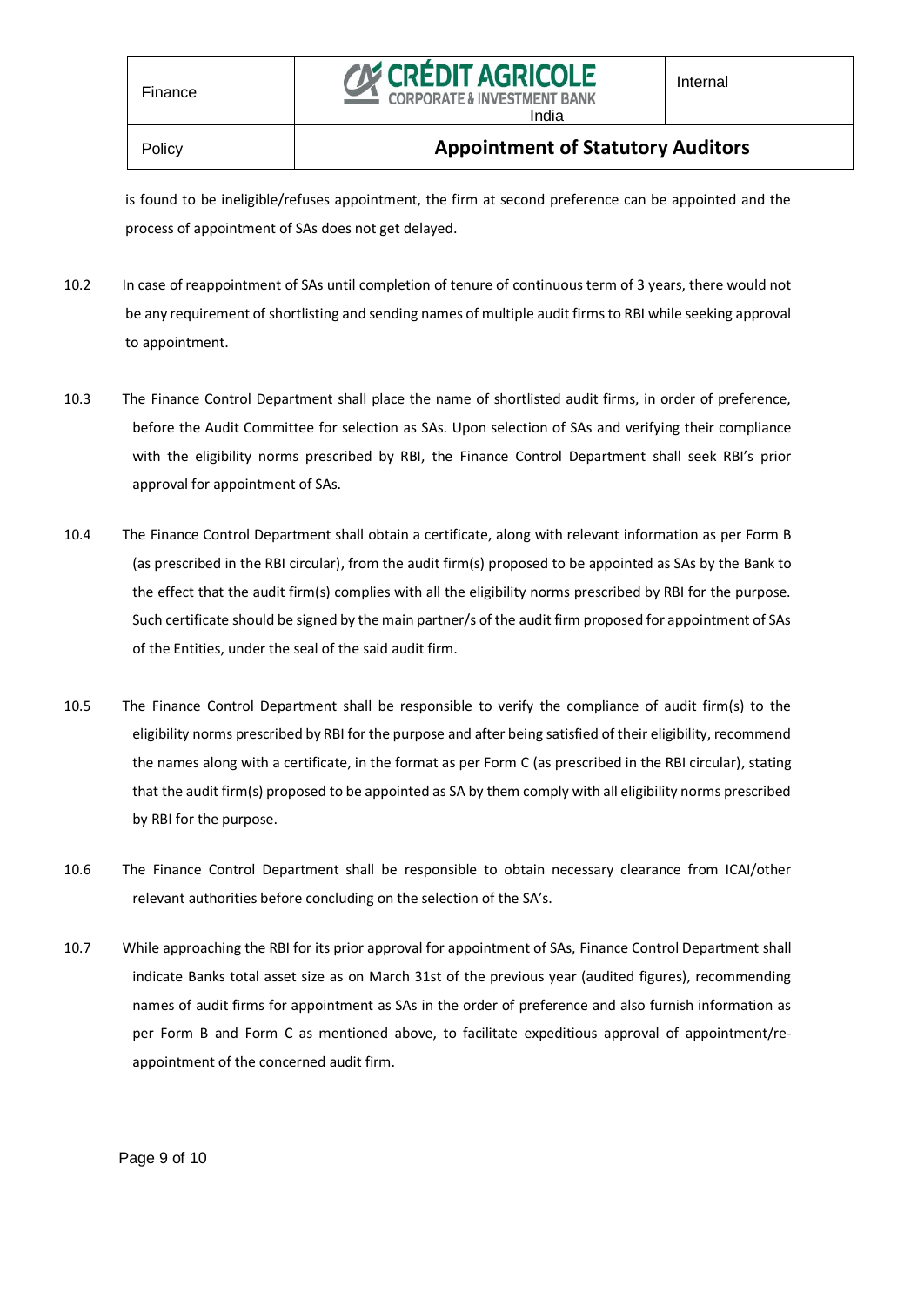is found to be ineligible/refuses appointment, the firm at second preference can be appointed and the process of appointment of SAs does not get delayed.

10.2 In case of reappointment of SAs until completion of tenure of continuous term of 3 years, there would not be any requirement of shortlisting and sending names of multiple audit firms to RBI while seeking approval to appointment.

10.3 The Finance Control Department shall place the name of shortlisted audit firms, in order of preference, before the Audit Committee for selection as SAs. Upon selection of SAs and verifying their compliance with the eligibility norms prescribed by RBI, the Finance Control Department shall seek RBI's prior approval for appointment of SAs.

10.4 The Finance Control Department shall obtain a certificate, along with relevant information as per Form B (as prescribed in the RBI circular), from the audit firm(s) proposed to be appointed as SAs by the Bank to the effect that the audit firm(s) complies with all the eligibility norms prescribed by RBI for the purpose. Such certificate should be signed by the main partner/s of the audit firm proposed for appointment of SAs of the Entities, under the seal of the said audit firm.

10.5 The Finance Control Department shall be responsible to verify the compliance of audit firm(s) to the eligibility norms prescribed by RBI for the purpose and after being satisfied of their eligibility, recommend the names along with a certificate, in the format as per Form C (as prescribed in the RBI circular), stating that the audit firm(s) proposed to be appointed as SA by them comply with all eligibility norms prescribed by RBI for the purpose.

10.6 The Finance Control Department shall be responsible to obtain necessary clearance from ICAI/other relevant authorities before concluding on the selection of the SA's.

10.7 While approaching the RBI for its prior approval for appointment of SAs, Finance Control Department shall indicate Banks total asset size as on March 31st of the previous year (audited figures), recommending names of audit firms for appointment as SAs in the order of preference and also furnish information as per Form B and Form C as mentioned above, to facilitate expeditious approval of appointment/re-appointment of the concerned audit firm.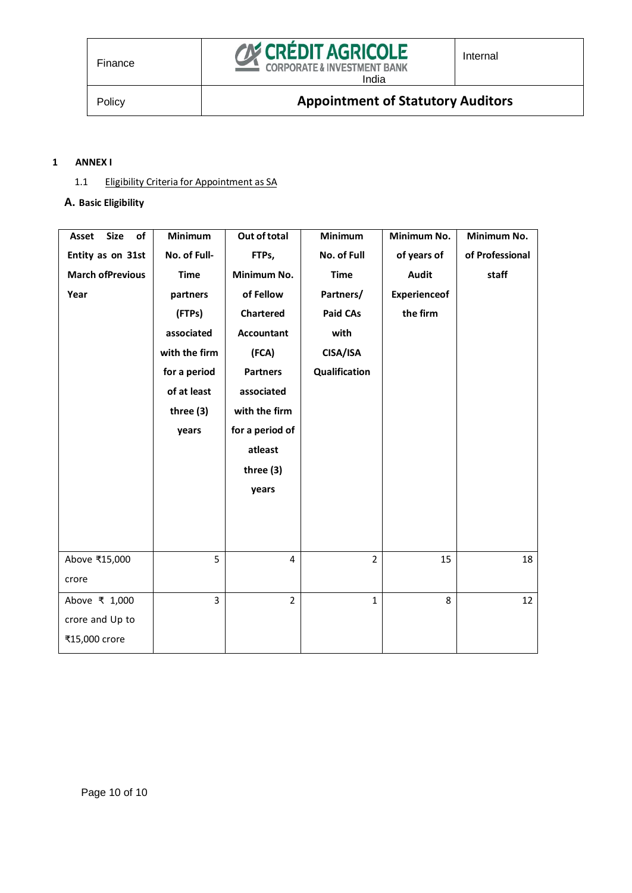# 1 ANNEX I

## 1.1 Eligibility Criteria for Appointment as SA

### A. Basic Eligibility

| Asset Size of Entity as on 31st March ofPrevious Year | Minimum No. of Full-Time partners (FTPs) associated with the firm for a period of at least three (3) years | Out of total FTPs, Minimum No. of Fellow Chartered Accountant (FCA) Partners associated with the firm for a period of atleast three (3) years | Minimum No. of Full Time Partners/ Paid CAs with CISA/ISA Qualification | Minimum No. of years of Audit Experienceof the firm | Minimum No. of Professional staff |
|---|---|---|---|---|---|
| Above ₹15,000 crore | 5 | 4 | 2 | 15 | 18 |
| Above ₹ 1,000 crore and Up to ₹15,000 crore | 3 | 2 | 1 | 8 | 12 |